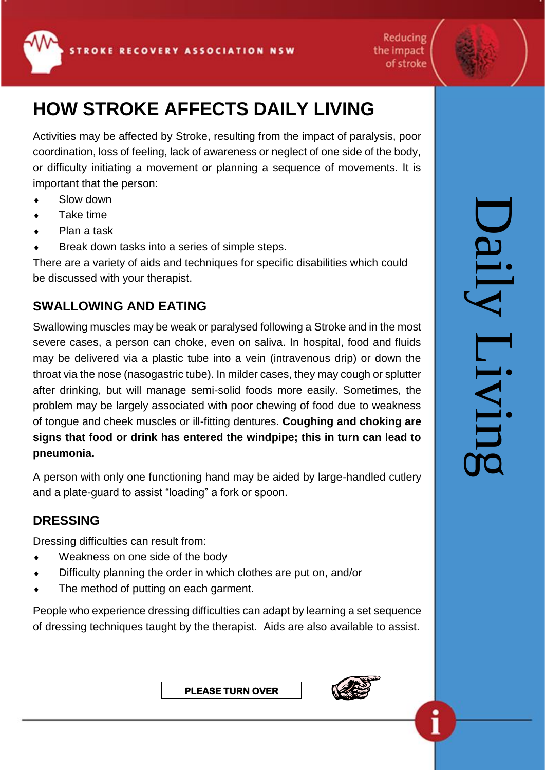STROKE RECOVERY ASSOCIATION NSW

Reducing the impact of stroke

# HOW STROKE AFFECTS DAILY LIVING

Activities may be affected by Stroke, resulting from the impact of paralysis, poor coordination, loss of feeling, lack of awareness or neglect of one side of the body, or difficulty initiating a movement or planning a sequence of movements. It is important that the person:

- Slow down
- Take time
- Plan a task
- Break down tasks into a series of simple steps.

There are a variety of aids and techniques for specific disabilities which could be discussed with your therapist.

## SWALLOWING AND EATING

Swallowing muscles may be weak or paralysed following a Stroke and in the most severe cases, a person can choke, even on saliva. In hospital, food and fluids may be delivered via a plastic tube into a vein (intravenous drip) or down the throat via the nose (nasogastric tube). In milder cases, they may cough or splutter after drinking, but will manage semi-solid foods more easily. Sometimes, the problem may be largely associated with poor chewing of food due to weakness of tongue and cheek muscles or ill-fitting dentures. **Coughing and choking are signs that food or drink has entered the windpipe; this in turn can lead to pneumonia.**

A person with only one functioning hand may be aided by large-handled cutlery and a plate-guard to assist "loading" a fork or spoon.

## DRESSING

Dressing difficulties can result from:

- Weakness on one side of the body
- Difficulty planning the order in which clothes are put on, and/or
- The method of putting on each garment.

People who experience dressing difficulties can adapt by learning a set sequence of dressing techniques taught by the therapist. Aids are also available to assist.

**PLEASE TURN OVER**

Daily Living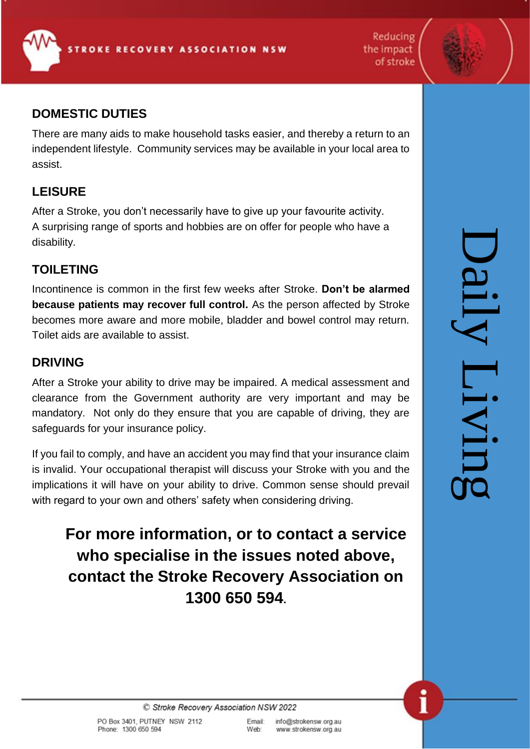## DOMESTIC DUTIES

There are many aids to make household tasks easier, and thereby a return to an independent lifestyle. Community services may be available in your local area to assist.

## LEISURE

After a Stroke, you don't necessarily have to give up your favourite activity. A surprising range of sports and hobbies are on offer for people who have a disability.

## TOILETING

Incontinence is common in the first few weeks after Stroke. **Don't be alarmed because patients may recover full control.** As the person affected by Stroke becomes more aware and more mobile, bladder and bowel control may return. Toilet aids are available to assist.

## DRIVING

After a Stroke your ability to drive may be impaired. A medical assessment and clearance from the Government authority are very important and may be mandatory. Not only do they ensure that you are capable of driving, they are safeguards for your insurance policy.

If you fail to comply, and have an accident you may find that your insurance claim is invalid. Your occupational therapist will discuss your Stroke with you and the implications it will have on your ability to drive. Common sense should prevail with regard to your own and others' safety when considering driving.

**For more information, or to contact a service who specialise in the issues noted above, contact the Stroke Recovery Association on 1300 650 594.**